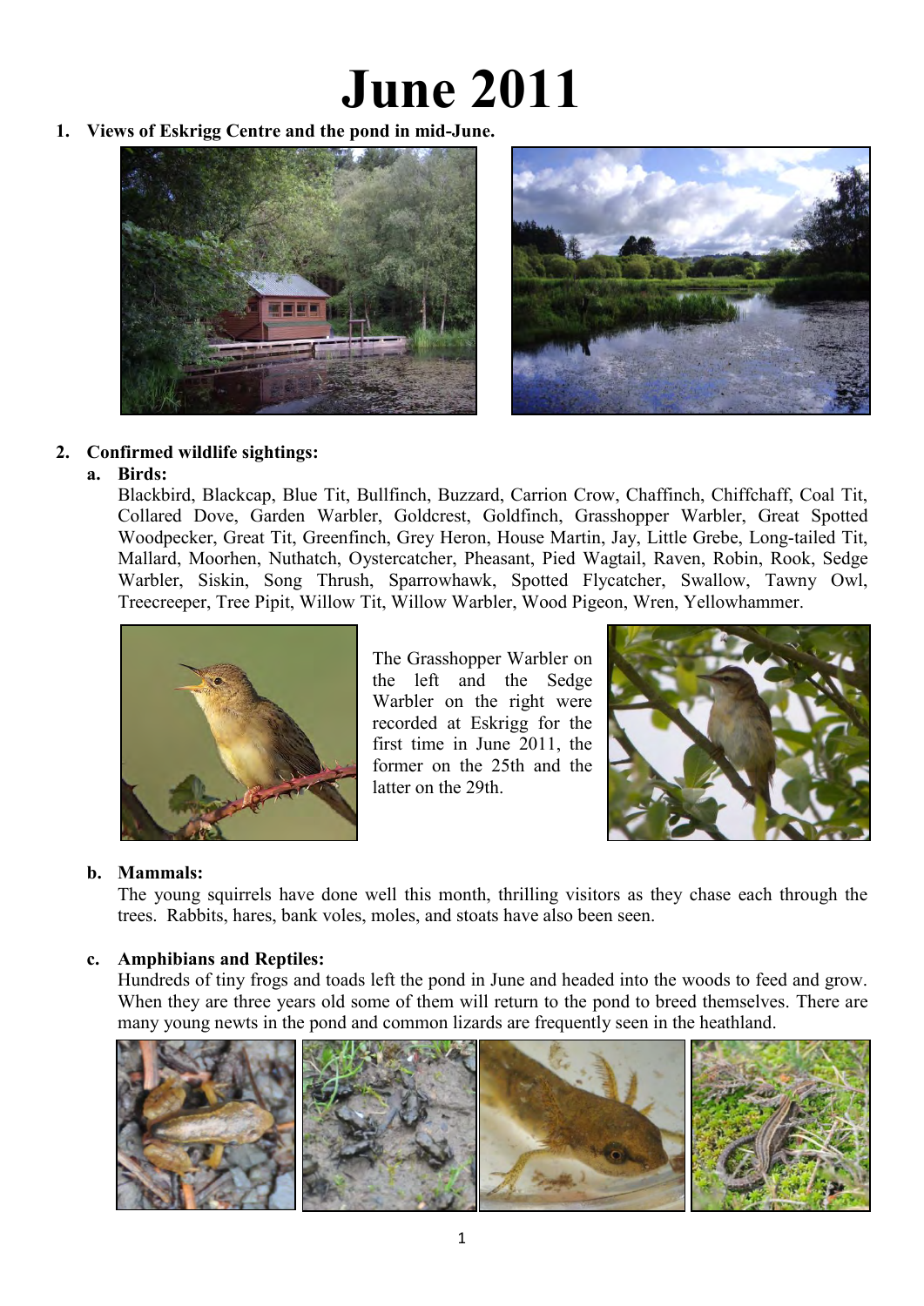# June 2011

1. **Views of Eskrigg Centre and the pond in mid-June.**

2. **Confirmed wildlife sightings:**

   a. **Birds:**

   Blackbird, Blackcap, Blue Tit, Bullfinch, Buzzard, Carrion Crow, Chaffinch, Chiffchaff, Coal Tit, Collared Dove, Garden Warbler, Goldcrest, Goldfinch, Grasshopper Warbler, Great Spotted Woodpecker, Great Tit, Greenfinch, Grey Heron, House Martin, Jay, Little Grebe, Long-tailed Tit, Mallard, Moorhen, Nuthatch, Oystercatcher, Pheasant, Pied Wagtail, Raven, Robin, Rook, Sedge Warbler, Siskin, Song Thrush, Sparrowhawk, Spotted Flycatcher, Swallow, Tawny Owl, Treecreeper, Tree Pipit, Willow Tit, Willow Warbler, Wood Pigeon, Wren, Yellowhammer.

   The Grasshopper Warbler on the left and the Sedge Warbler on the right were recorded at Eskrigg for the first time in June 2011, the former on the 25th and the latter on the 29th.

   b. **Mammals:**

   The young squirrels have done well this month, thrilling visitors as they chase each through the trees. Rabbits, hares, bank voles, moles, and stoats have also been seen.

   c. **Amphibians and Reptiles:**

   Hundreds of tiny frogs and toads left the pond in June and headed into the woods to feed and grow. When they are three years old some of them will return to the pond to breed themselves. There are many young newts in the pond and common lizards are frequently seen in the heathland.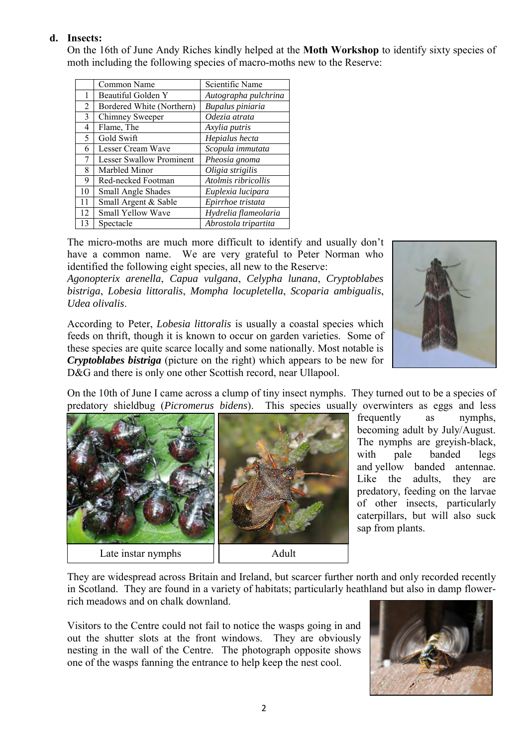**d. Insects:**

On the 16th of June Andy Riches kindly helped at the **Moth Workshop** to identify sixty species of moth including the following species of macro-moths new to the Reserve:

| | Common Name | Scientific Name |
|---|---|---|
| 1 | Beautiful Golden Y | *Autographa pulchrina* |
| 2 | Bordered White (Northern) | *Bupalus piniaria* |
| 3 | Chimney Sweeper | *Odezia atrata* |
| 4 | Flame, The | *Axylia putris* |
| 5 | Gold Swift | *Hepialus hecta* |
| 6 | Lesser Cream Wave | *Scopula immutata* |
| 7 | Lesser Swallow Prominent | *Pheosia gnoma* |
| 8 | Marbled Minor | *Oligia strigilis* |
| 9 | Red-necked Footman | *Atolmis ribricollis* |
| 10 | Small Angle Shades | *Euplexia lucipara* |
| 11 | Small Argent & Sable | *Epirrhoe tristata* |
| 12 | Small Yellow Wave | *Hydrelia flameolaria* |
| 13 | Spectacle | *Abrostola tripartita* |

The micro-moths are much more difficult to identify and usually don't have a common name. We are very grateful to Peter Norman who identified the following eight species, all new to the Reserve: *Agonopterix arenella*, *Capua vulgana*, *Celypha lunana*, *Cryptoblabes bistriga*, *Lobesia littoralis*, *Mompha locupletella*, *Scoparia ambigualis*, *Udea olivalis*.

According to Peter, *Lobesia littoralis* is usually a coastal species which feeds on thrift, though it is known to occur on garden varieties. Some of these species are quite scarce locally and some nationally. Most notable is ***Cryptoblabes bistriga*** (picture on the right) which appears to be new for D&G and there is only one other Scottish record, near Ullapool.

On the 10th of June I came across a clump of tiny insect nymphs. They turned out to be a species of predatory shieldbug (*Picromerus bidens*). This species usually overwinters as eggs and less frequently as nymphs, becoming adult by July/August. The nymphs are greyish-black, with pale banded legs and yellow banded antennae. Like the adults, they are predatory, feeding on the larvae of other insects, particularly caterpillars, but will also suck sap from plants.

Late instar nymphs

Adult

They are widespread across Britain and Ireland, but scarcer further north and only recorded recently in Scotland. They are found in a variety of habitats; particularly heathland but also in damp flower-rich meadows and on chalk downland.

Visitors to the Centre could not fail to notice the wasps going in and out the shutter slots at the front windows. They are obviously nesting in the wall of the Centre. The photograph opposite shows one of the wasps fanning the entrance to help keep the nest cool.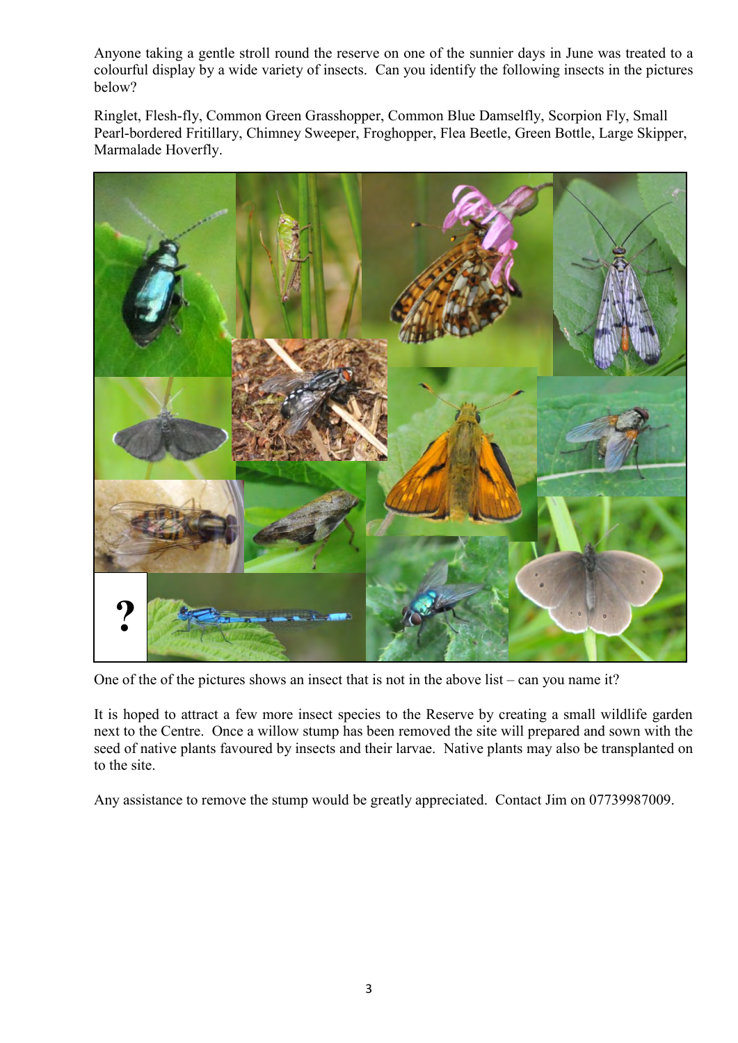Anyone taking a gentle stroll round the reserve on one of the sunnier days in June was treated to a colourful display by a wide variety of insects. Can you identify the following insects in the pictures below?

Ringlet, Flesh-fly, Common Green Grasshopper, Common Blue Damselfly, Scorpion Fly, Small Pearl-bordered Fritillary, Chimney Sweeper, Froghopper, Flea Beetle, Green Bottle, Large Skipper, Marmalade Hoverfly.

One of the of the pictures shows an insect that is not in the above list – can you name it?

It is hoped to attract a few more insect species to the Reserve by creating a small wildlife garden next to the Centre. Once a willow stump has been removed the site will prepared and sown with the seed of native plants favoured by insects and their larvae. Native plants may also be transplanted on to the site.

Any assistance to remove the stump would be greatly appreciated. Contact Jim on 07739987009.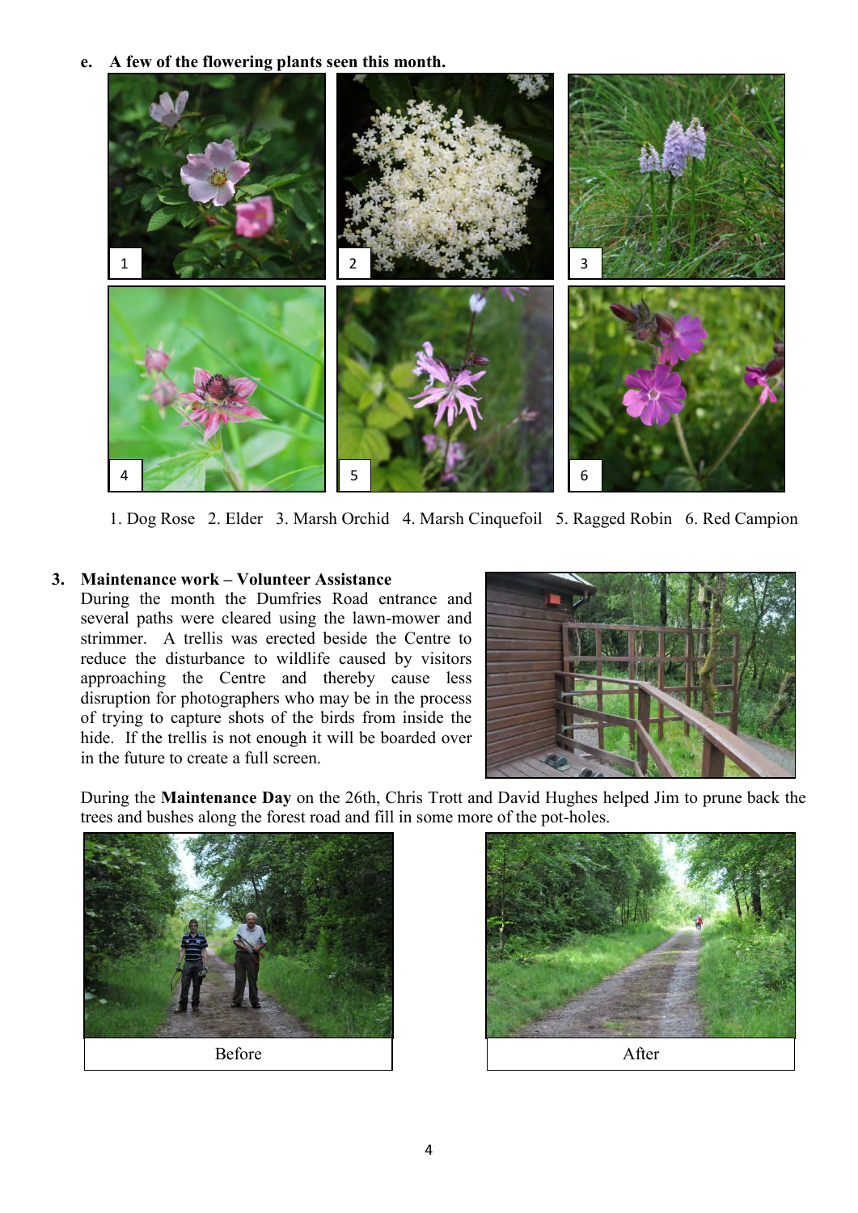**e. A few of the flowering plants seen this month.**

1. Dog Rose 2. Elder 3. Marsh Orchid 4. Marsh Cinquefoil 5. Ragged Robin 6. Red Campion

## 3. Maintenance work – Volunteer Assistance

During the month the Dumfries Road entrance and several paths were cleared using the lawn-mower and strimmer. A trellis was erected beside the Centre to reduce the disturbance to wildlife caused by visitors approaching the Centre and thereby cause less disruption for photographers who may be in the process of trying to capture shots of the birds from inside the hide. If the trellis is not enough it will be boarded over in the future to create a full screen.

During the **Maintenance Day** on the 26th, Chris Trott and David Hughes helped Jim to prune back the trees and bushes along the forest road and fill in some more of the pot-holes.

Before

After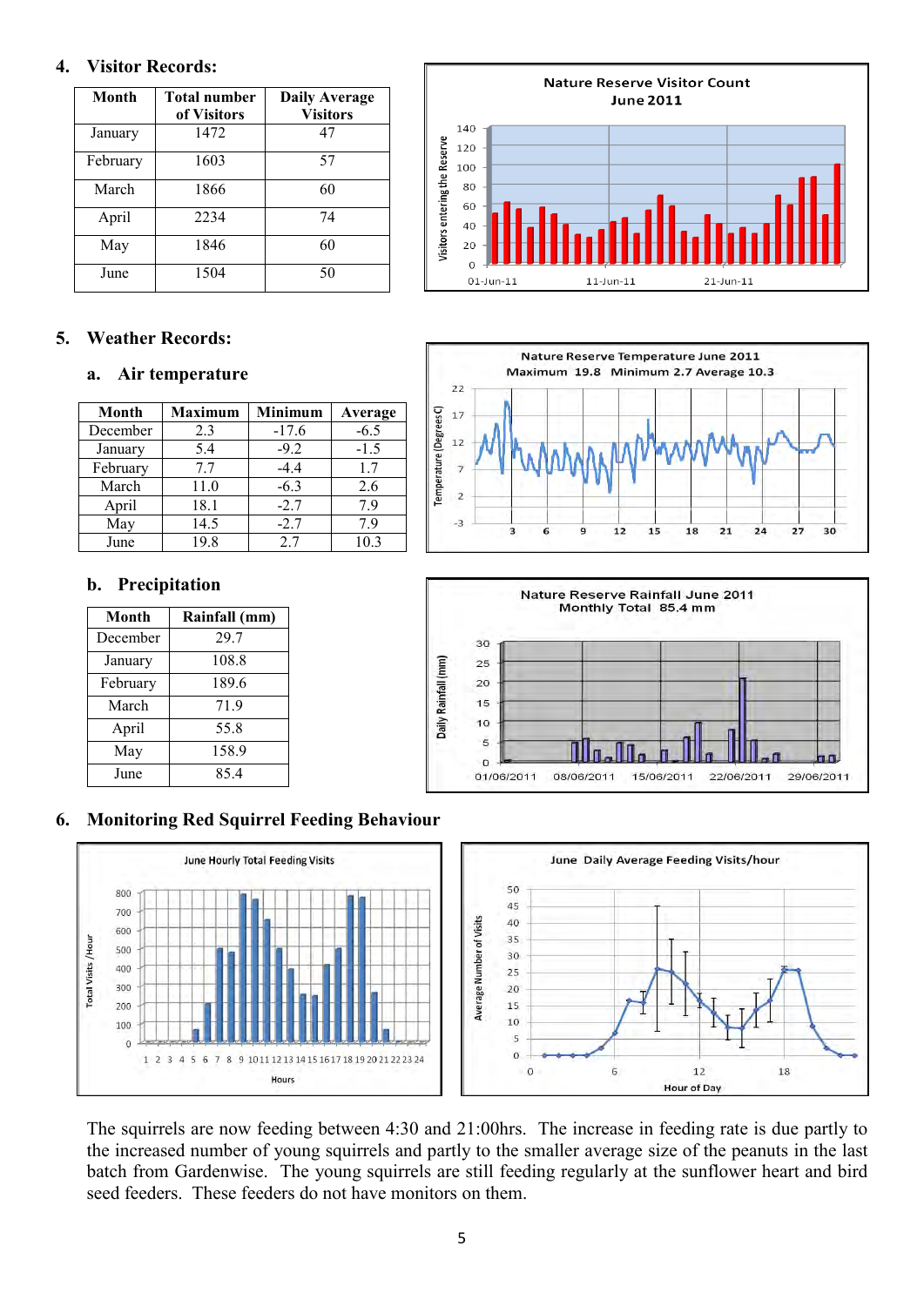## 4. Visitor Records:

| Month | Total number of Visitors | Daily Average Visitors |
|---|---|---|
| January | 1472 | 47 |
| February | 1603 | 57 |
| March | 1866 | 60 |
| April | 2234 | 74 |
| May | 1846 | 60 |
| June | 1504 | 50 |

## 5. Weather Records:

### a. Air temperature

| Month | Maximum | Minimum | Average |
|---|---|---|---|
| December | 2.3 | -17.6 | -6.5 |
| January | 5.4 | -9.2 | -1.5 |
| February | 7.7 | -4.4 | 1.7 |
| March | 11.0 | -6.3 | 2.6 |
| April | 18.1 | -2.7 | 7.9 |
| May | 14.5 | -2.7 | 7.9 |
| June | 19.8 | 2.7 | 10.3 |

### b. Precipitation

| Month | Rainfall (mm) |
|---|---|
| December | 29.7 |
| January | 108.8 |
| February | 189.6 |
| March | 71.9 |
| April | 55.8 |
| May | 158.9 |
| June | 85.4 |

## 6. Monitoring Red Squirrel Feeding Behaviour

The squirrels are now feeding between 4:30 and 21:00hrs. The increase in feeding rate is due partly to the increased number of young squirrels and partly to the smaller average size of the peanuts in the last batch from Gardenwise. The young squirrels are still feeding regularly at the sunflower heart and bird seed feeders. These feeders do not have monitors on them.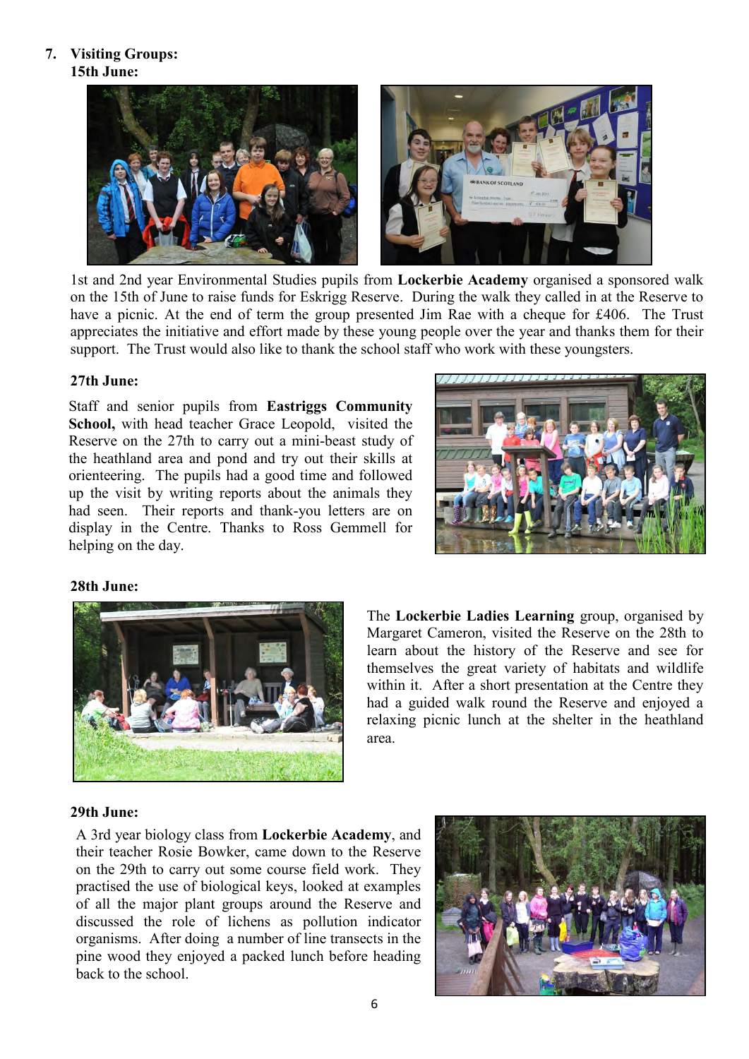## 7. Visiting Groups:

### 15th June:

1st and 2nd year Environmental Studies pupils from **Lockerbie Academy** organised a sponsored walk on the 15th of June to raise funds for Eskrigg Reserve. During the walk they called in at the Reserve to have a picnic. At the end of term the group presented Jim Rae with a cheque for £406. The Trust appreciates the initiative and effort made by these young people over the year and thanks them for their support. The Trust would also like to thank the school staff who work with these youngsters.

### 27th June:

Staff and senior pupils from **Eastriggs Community School,** with head teacher Grace Leopold, visited the Reserve on the 27th to carry out a mini-beast study of the heathland area and pond and try out their skills at orienteering. The pupils had a good time and followed up the visit by writing reports about the animals they had seen. Their reports and thank-you letters are on display in the Centre. Thanks to Ross Gemmell for helping on the day.

### 28th June:

The **Lockerbie Ladies Learning** group, organised by Margaret Cameron, visited the Reserve on the 28th to learn about the history of the Reserve and see for themselves the great variety of habitats and wildlife within it. After a short presentation at the Centre they had a guided walk round the Reserve and enjoyed a relaxing picnic lunch at the shelter in the heathland area.

### 29th June:

A 3rd year biology class from **Lockerbie Academy**, and their teacher Rosie Bowker, came down to the Reserve on the 29th to carry out some course field work. They practised the use of biological keys, looked at examples of all the major plant groups around the Reserve and discussed the role of lichens as pollution indicator organisms. After doing a number of line transects in the pine wood they enjoyed a packed lunch before heading back to the school.